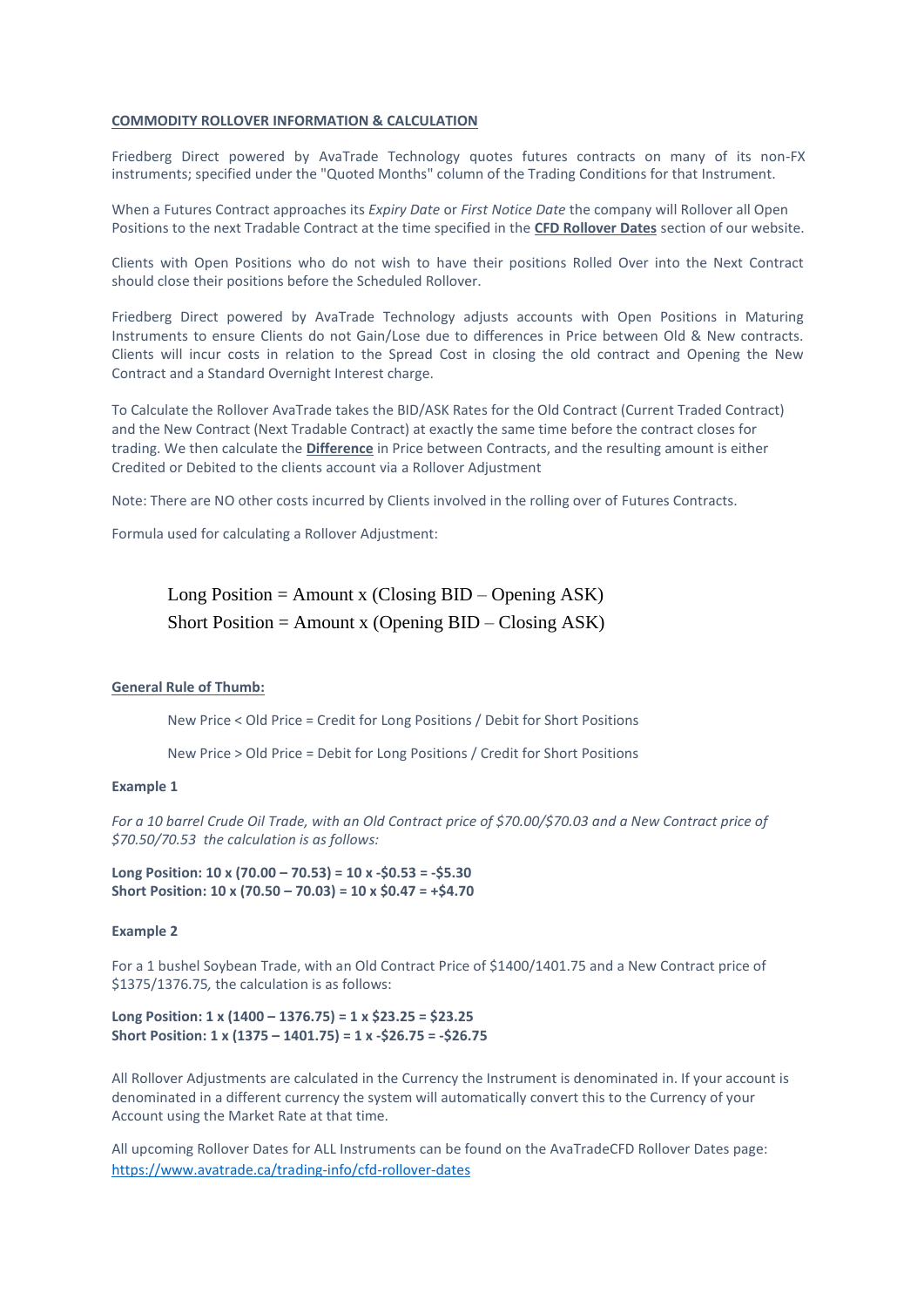## **COMMODITY ROLLOVER INFORMATION & CALCULATION**

Friedberg Direct powered by AvaTrade Technology quotes futures contracts on many of its non-FX instruments; specified under the "Quoted Months" column of the Trading Conditions for that Instrument.

When a Futures Contract approaches its *Expiry Date* or *First Notice Date* the company will Rollover all Open Positions to the next Tradable Contract at the time specified in the **CFD Rollover Dates** section of our website.

Clients with Open Positions who do not wish to have their positions Rolled Over into the Next Contract should close their positions before the Scheduled Rollover.

Friedberg Direct powered by AvaTrade Technology adjusts accounts with Open Positions in Maturing Instruments to ensure Clients do not Gain/Lose due to differences in Price between Old & New contracts. Clients will incur costs in relation to the Spread Cost in closing the old contract and Opening the New Contract and a Standard Overnight Interest charge.

To Calculate the Rollover AvaTrade takes the BID/ASK Rates for the Old Contract (Current Traded Contract) and the New Contract (Next Tradable Contract) at exactly the same time before the contract closes for trading. We then calculate the **Difference** in Price between Contracts, and the resulting amount is either Credited or Debited to the clients account via a Rollover Adjustment

Note: There are NO other costs incurred by Clients involved in the rolling over of Futures Contracts.

Formula used for calculating a Rollover Adjustment:

$$\text{Long Position} = \text{Amount} \times (\text{Closing BID} - \text{Opening ASK})$$

$$\text{Short Position} = \text{Amount} \times (\text{Opening BID} - \text{Closing ASK})$$

**General Rule of Thumb:**

New Price < Old Price = Credit for Long Positions / Debit for Short Positions

New Price > Old Price = Debit for Long Positions / Credit for Short Positions

**Example 1**

*For a 10 barrel Crude Oil Trade, with an Old Contract price of $70.00/$70.03 and a New Contract price of $70.50/70.53 the calculation is as follows:*

**Long Position: 10 x (70.00 – 70.53) = 10 x -$0.53 = -$5.30**
**Short Position: 10 x (70.50 – 70.03) = 10 x $0.47 = +$4.70**

**Example 2**

For a 1 bushel Soybean Trade, with an Old Contract Price of $1400/1401.75 and a New Contract price of $1375/1376.75, the calculation is as follows:

**Long Position: 1 x (1400 – 1376.75) = 1 x $23.25 = $23.25**
**Short Position: 1 x (1375 – 1401.75) = 1 x -$26.75 = -$26.75**

All Rollover Adjustments are calculated in the Currency the Instrument is denominated in. If your account is denominated in a different currency the system will automatically convert this to the Currency of your Account using the Market Rate at that time.

All upcoming Rollover Dates for ALL Instruments can be found on the AvaTradeCFD Rollover Dates page: https://www.avatrade.ca/trading-info/cfd-rollover-dates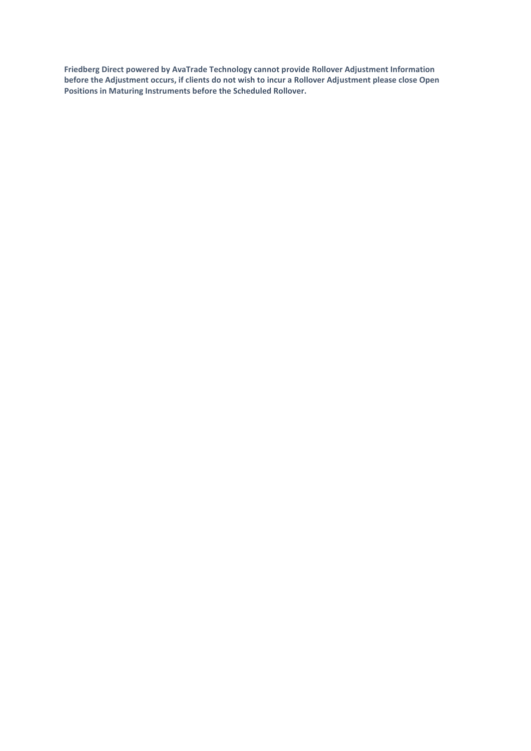**Friedberg Direct powered by AvaTrade Technology cannot provide Rollover Adjustment Information before the Adjustment occurs, if clients do not wish to incur a Rollover Adjustment please close Open Positions in Maturing Instruments before the Scheduled Rollover.**